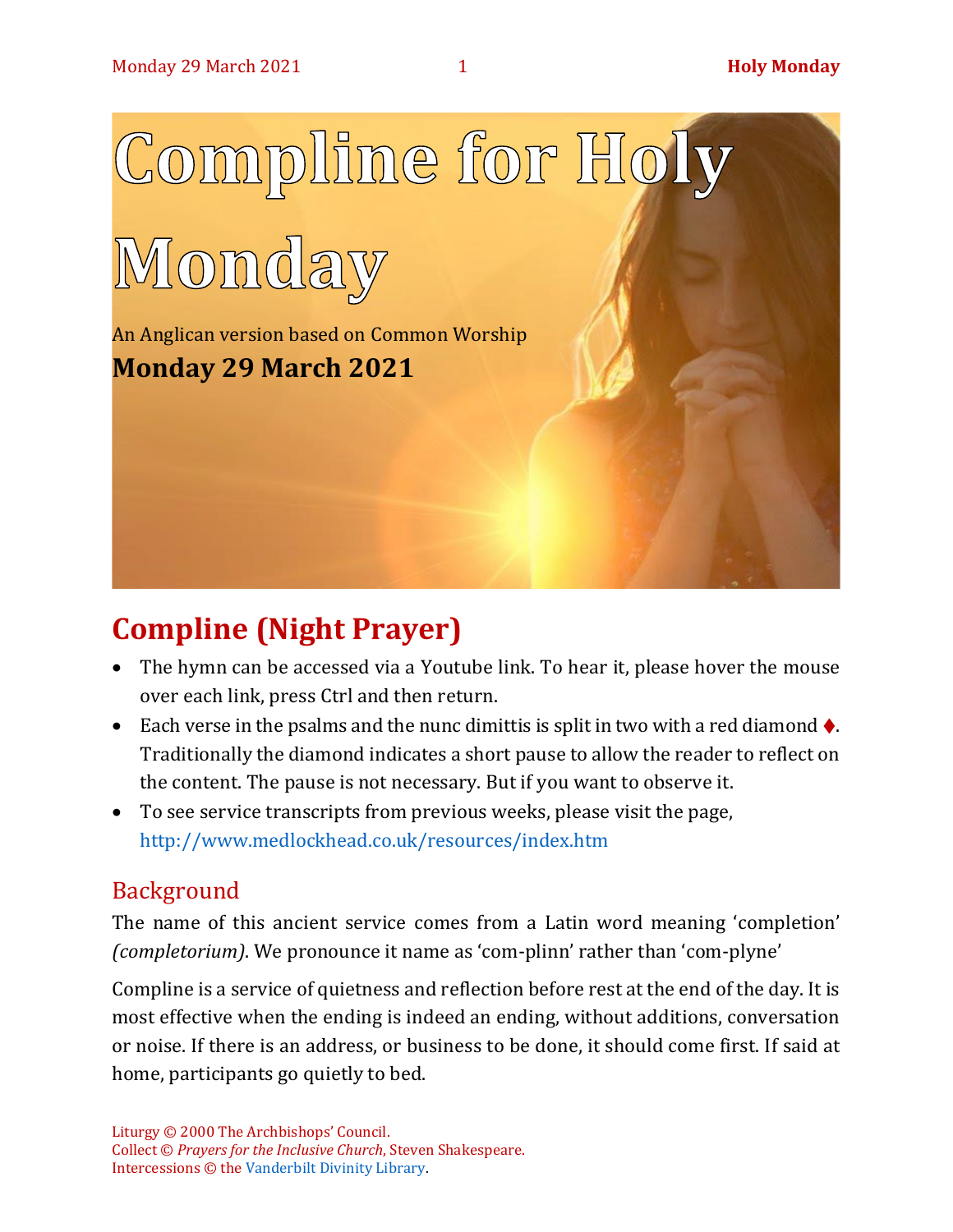# Compline for Holy Monday

An Anglican version based on Common Worship

**Monday 29 March 2021**

## Compline (Night Prayer)

- The hymn can be accessed via a Youtube link. To hear it, please hover the mouse over each link, press Ctrl and then return.
- Each verse in the psalms and the nunc dimittis is split in two with a red diamond ♦. Traditionally the diamond indicates a short pause to allow the reader to reflect on the content. The pause is not necessary. But if you want to observe it.
- To see service transcripts from previous weeks, please visit the page, http://www.medlockhead.co.uk/resources/index.htm

### Background

The name of this ancient service comes from a Latin word meaning 'completion' *(completorium)*. We pronounce it name as 'com-plinn' rather than 'com-plyne'

Compline is a service of quietness and reflection before rest at the end of the day. It is most effective when the ending is indeed an ending, without additions, conversation or noise. If there is an address, or business to be done, it should come first. If said at home, participants go quietly to bed.

Liturgy © 2000 The Archbishops' Council.
Collect © *Prayers for the Inclusive Church*, Steven Shakespeare.
Intercessions © the Vanderbilt Divinity Library.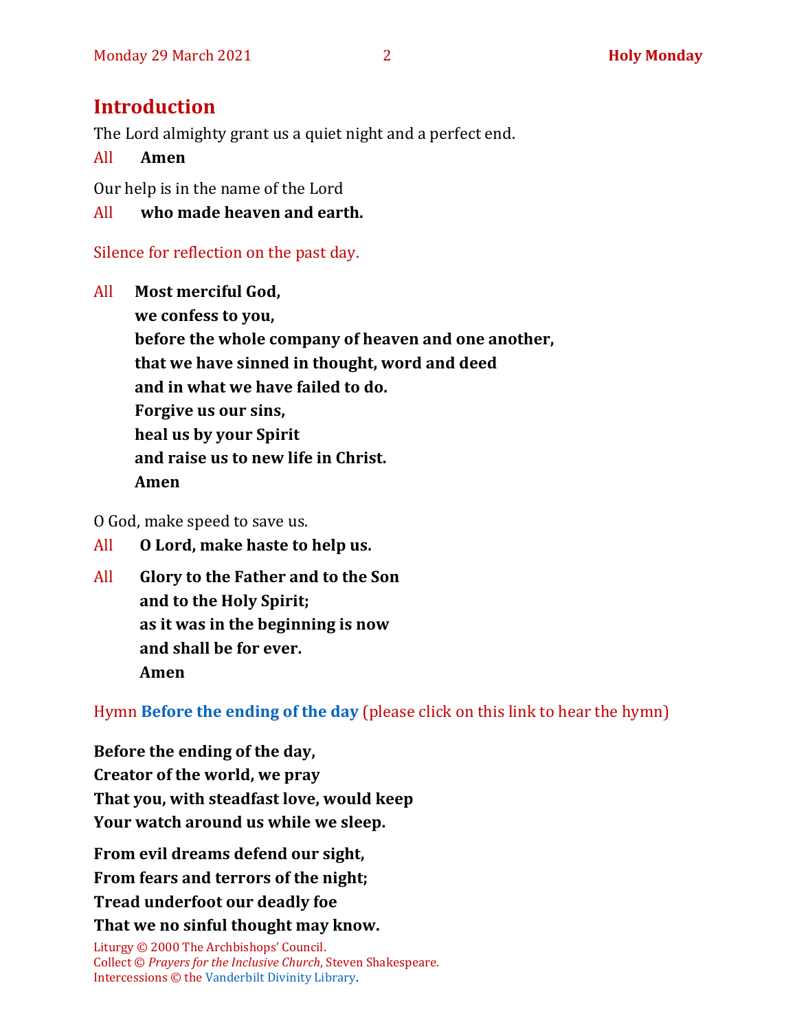## Introduction

The Lord almighty grant us a quiet night and a perfect end.

All **Amen**

Our help is in the name of the Lord

All **who made heaven and earth.**

Silence for reflection on the past day.

All **Most merciful God,**
**we confess to you,**
**before the whole company of heaven and one another,**
**that we have sinned in thought, word and deed**
**and in what we have failed to do.**
**Forgive us our sins,**
**heal us by your Spirit**
**and raise us to new life in Christ.**
**Amen**

O God, make speed to save us.

All **O Lord, make haste to help us.**

All **Glory to the Father and to the Son**
**and to the Holy Spirit;**
**as it was in the beginning is now**
**and shall be for ever.**
**Amen**

Hymn **Before the ending of the day** (please click on this link to hear the hymn)

**Before the ending of the day,**
**Creator of the world, we pray**
**That you, with steadfast love, would keep**
**Your watch around us while we sleep.**

**From evil dreams defend our sight,**
**From fears and terrors of the night;**
**Tread underfoot our deadly foe**
**That we no sinful thought may know.**

Liturgy © 2000 The Archbishops' Council.
Collect © *Prayers for the Inclusive Church*, Steven Shakespeare.
Intercessions © the Vanderbilt Divinity Library.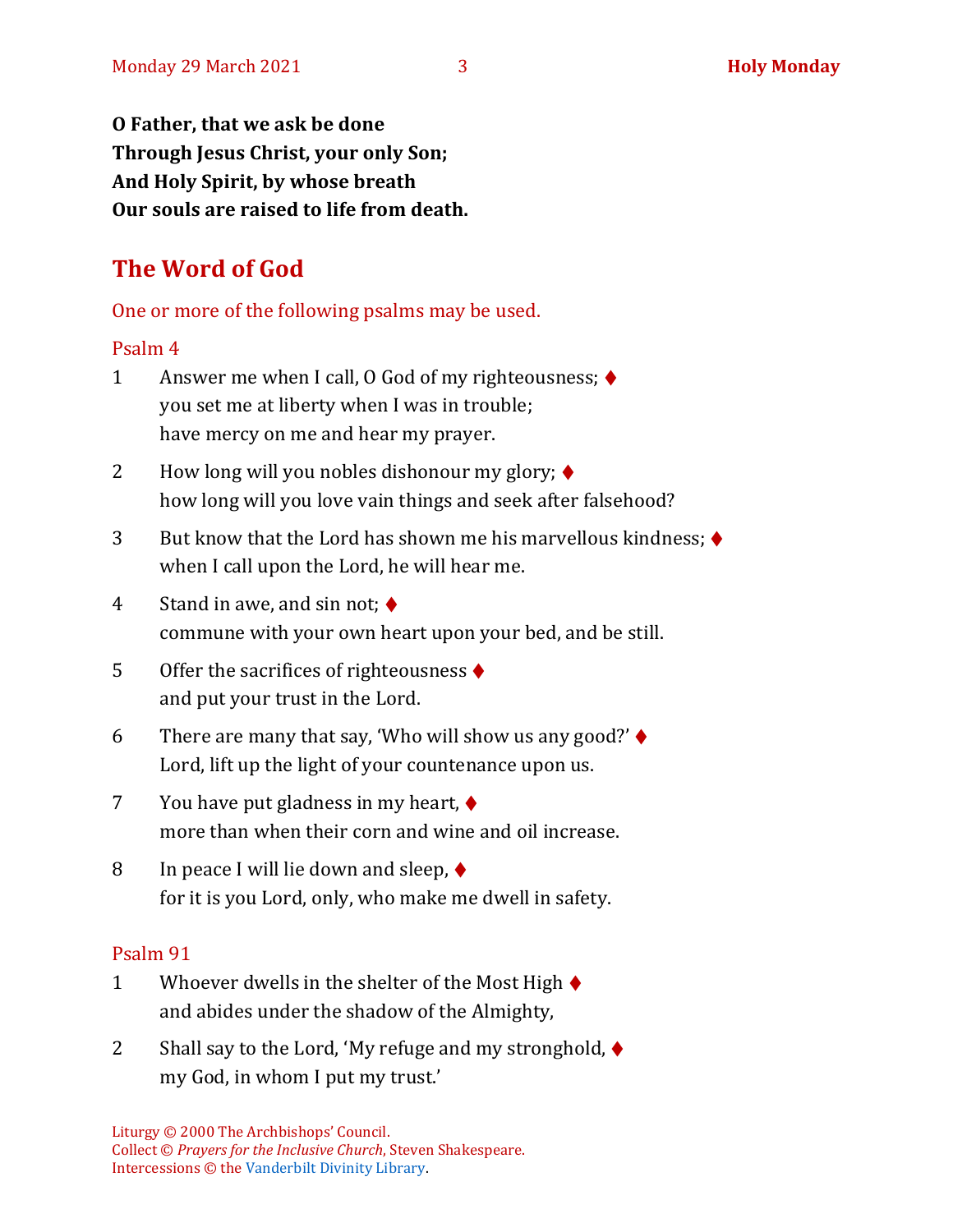**O Father, that we ask be done**
**Through Jesus Christ, your only Son;**
**And Holy Spirit, by whose breath**
**Our souls are raised to life from death.**

## The Word of God

One or more of the following psalms may be used.

### Psalm 4

1 Answer me when I call, O God of my righteousness; ♦
you set me at liberty when I was in trouble;
have mercy on me and hear my prayer.

2 How long will you nobles dishonour my glory; ♦
how long will you love vain things and seek after falsehood?

3 But know that the Lord has shown me his marvellous kindness; ♦
when I call upon the Lord, he will hear me.

4 Stand in awe, and sin not; ♦
commune with your own heart upon your bed, and be still.

5 Offer the sacrifices of righteousness ♦
and put your trust in the Lord.

6 There are many that say, 'Who will show us any good?' ♦
Lord, lift up the light of your countenance upon us.

7 You have put gladness in my heart, ♦
more than when their corn and wine and oil increase.

8 In peace I will lie down and sleep, ♦
for it is you Lord, only, who make me dwell in safety.

### Psalm 91

1 Whoever dwells in the shelter of the Most High ♦
and abides under the shadow of the Almighty,

2 Shall say to the Lord, 'My refuge and my stronghold, ♦
my God, in whom I put my trust.'

Liturgy © 2000 The Archbishops' Council.
Collect © *Prayers for the Inclusive Church*, Steven Shakespeare.
Intercessions © the Vanderbilt Divinity Library.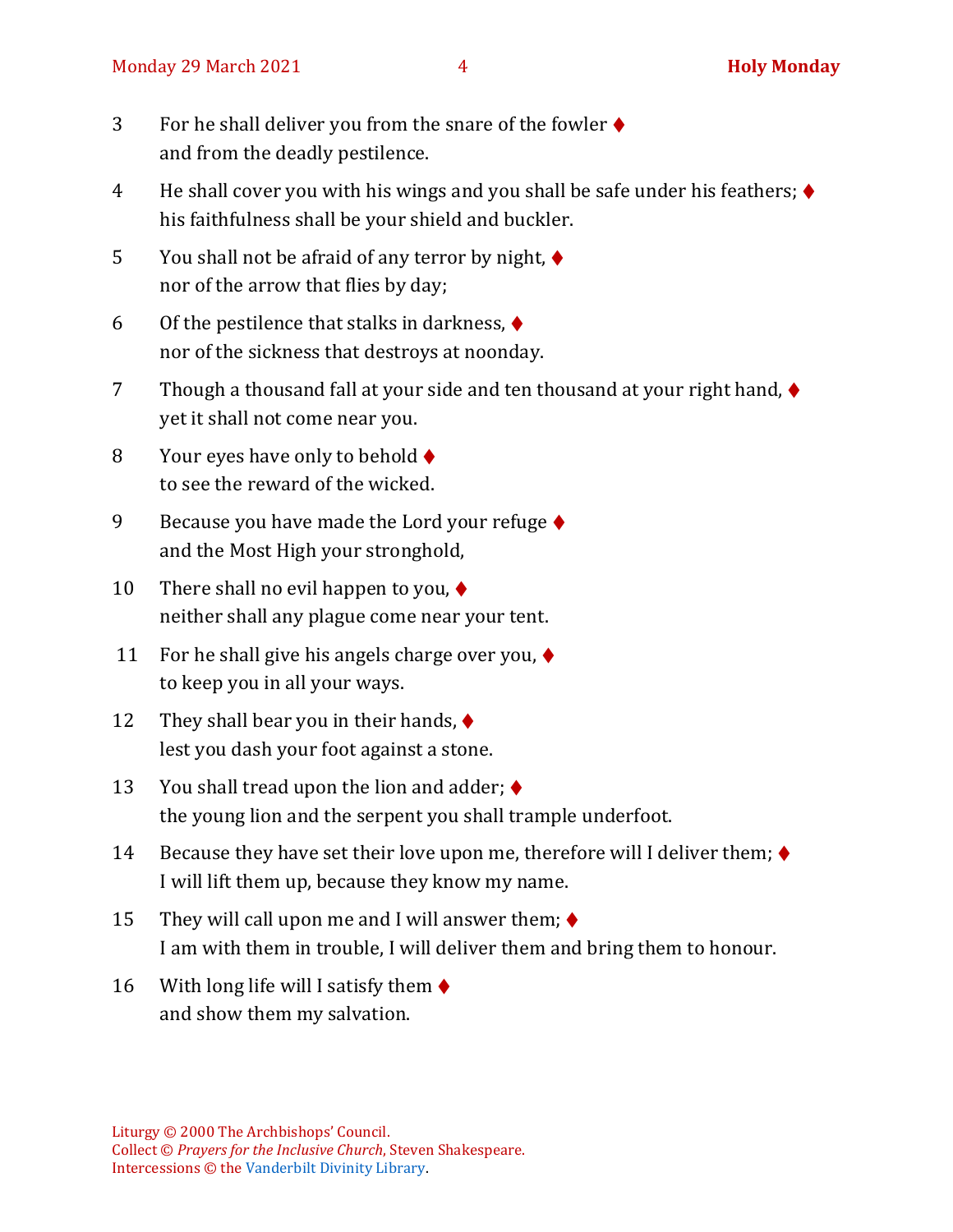3 For he shall deliver you from the snare of the fowler ♦
and from the deadly pestilence.

4 He shall cover you with his wings and you shall be safe under his feathers; ♦
his faithfulness shall be your shield and buckler.

5 You shall not be afraid of any terror by night, ♦
nor of the arrow that flies by day;

6 Of the pestilence that stalks in darkness, ♦
nor of the sickness that destroys at noonday.

7 Though a thousand fall at your side and ten thousand at your right hand, ♦
yet it shall not come near you.

8 Your eyes have only to behold ♦
to see the reward of the wicked.

9 Because you have made the Lord your refuge ♦
and the Most High your stronghold,

10 There shall no evil happen to you, ♦
neither shall any plague come near your tent.

11 For he shall give his angels charge over you, ♦
to keep you in all your ways.

12 They shall bear you in their hands, ♦
lest you dash your foot against a stone.

13 You shall tread upon the lion and adder; ♦
the young lion and the serpent you shall trample underfoot.

14 Because they have set their love upon me, therefore will I deliver them; ♦
I will lift them up, because they know my name.

15 They will call upon me and I will answer them; ♦
I am with them in trouble, I will deliver them and bring them to honour.

16 With long life will I satisfy them ♦
and show them my salvation.

Liturgy © 2000 The Archbishops' Council.
Collect © *Prayers for the Inclusive Church*, Steven Shakespeare.
Intercessions © the Vanderbilt Divinity Library.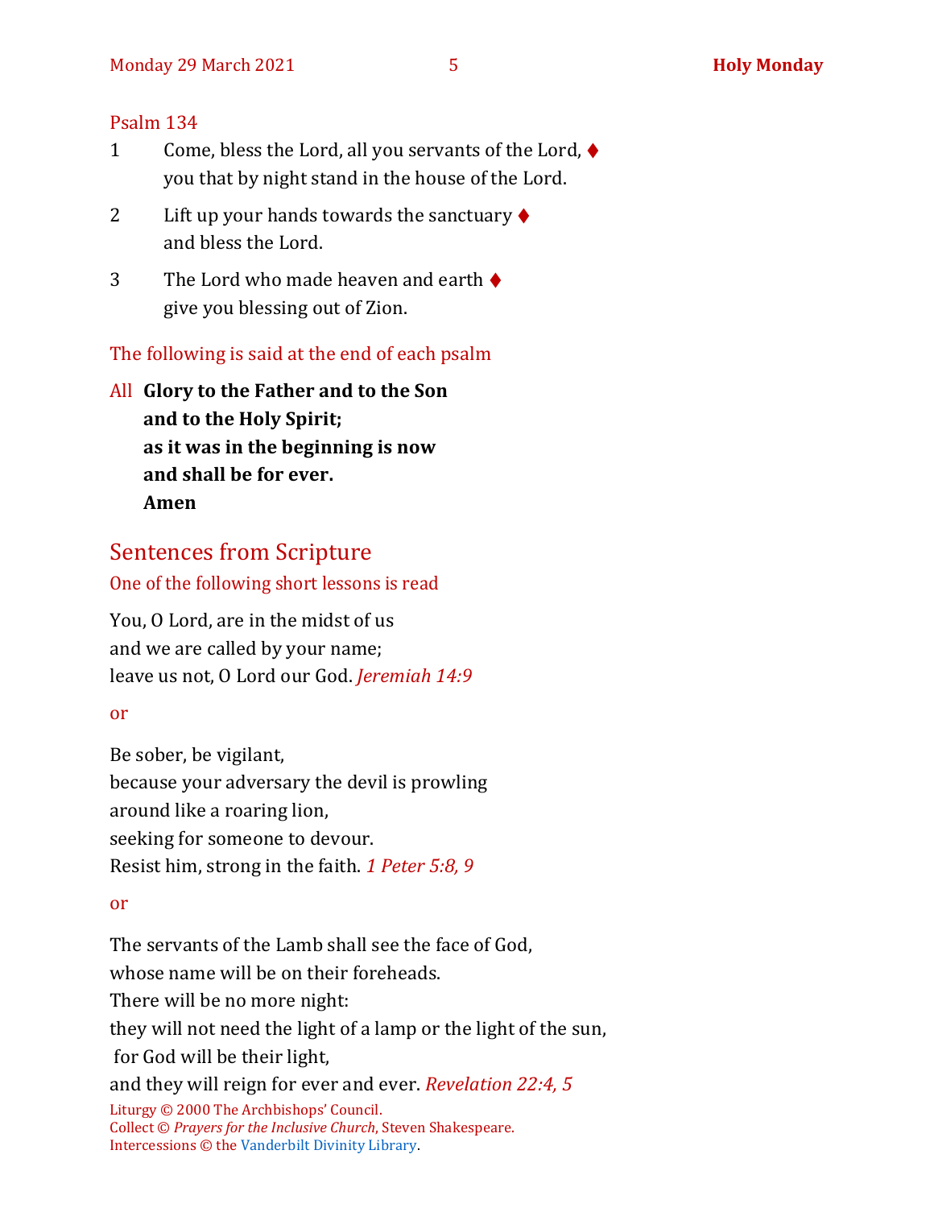Psalm 134

1 Come, bless the Lord, all you servants of the Lord, ♦
you that by night stand in the house of the Lord.

2 Lift up your hands towards the sanctuary ♦
and bless the Lord.

3 The Lord who made heaven and earth ♦
give you blessing out of Zion.

The following is said at the end of each psalm

All **Glory to the Father and to the Son**
**and to the Holy Spirit;**
**as it was in the beginning is now**
**and shall be for ever.**
**Amen**

## Sentences from Scripture

One of the following short lessons is read

You, O Lord, are in the midst of us
and we are called by your name;
leave us not, O Lord our God. *Jeremiah 14:9*

or

Be sober, be vigilant,
because your adversary the devil is prowling
around like a roaring lion,
seeking for someone to devour.
Resist him, strong in the faith. *1 Peter 5:8, 9*

or

The servants of the Lamb shall see the face of God,
whose name will be on their foreheads.
There will be no more night:
they will not need the light of a lamp or the light of the sun,
for God will be their light,
and they will reign for ever and ever. *Revelation 22:4, 5*

Liturgy © 2000 The Archbishops' Council.
Collect © *Prayers for the Inclusive Church*, Steven Shakespeare.
Intercessions © the Vanderbilt Divinity Library.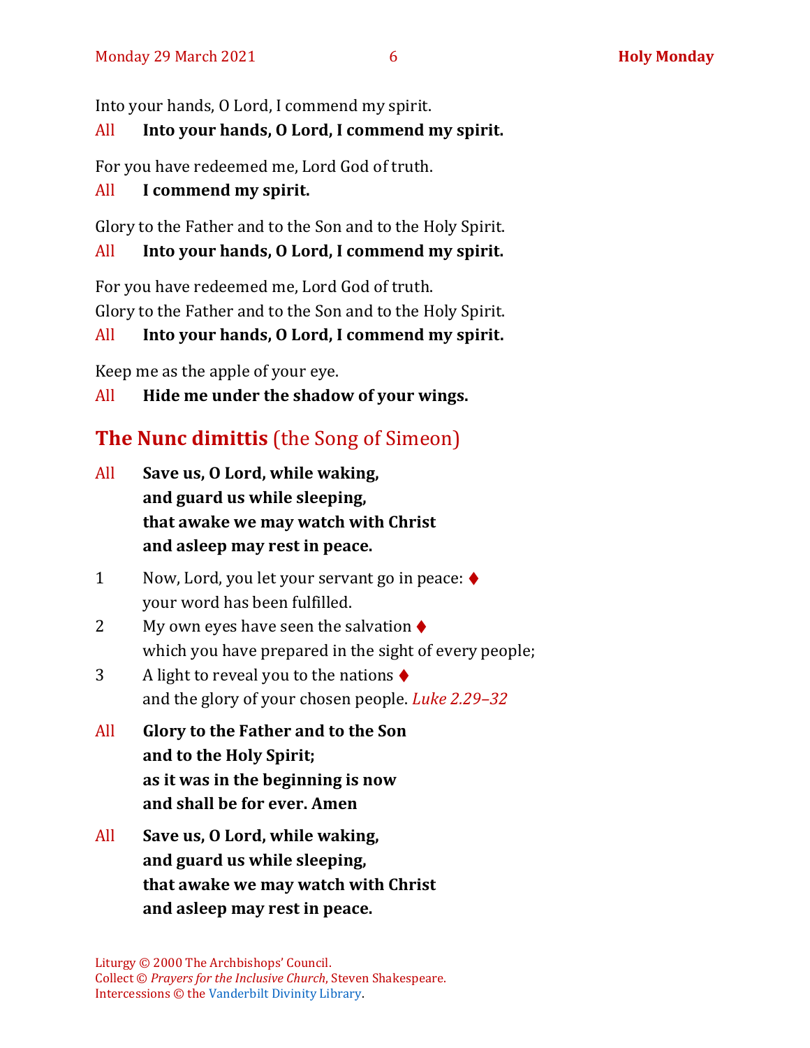Into your hands, O Lord, I commend my spirit.

All **Into your hands, O Lord, I commend my spirit.**

For you have redeemed me, Lord God of truth.

All **I commend my spirit.**

Glory to the Father and to the Son and to the Holy Spirit.

All **Into your hands, O Lord, I commend my spirit.**

For you have redeemed me, Lord God of truth.
Glory to the Father and to the Son and to the Holy Spirit.

All **Into your hands, O Lord, I commend my spirit.**

Keep me as the apple of your eye.

All **Hide me under the shadow of your wings.**

## The Nunc dimittis (the Song of Simeon)

All **Save us, O Lord, while waking,**
**and guard us while sleeping,**
**that awake we may watch with Christ**
**and asleep may rest in peace.**

1 Now, Lord, you let your servant go in peace: ♦
your word has been fulfilled.

2 My own eyes have seen the salvation ♦
which you have prepared in the sight of every people;

3 A light to reveal you to the nations ♦
and the glory of your chosen people. *Luke 2.29–32*

All **Glory to the Father and to the Son**
**and to the Holy Spirit;**
**as it was in the beginning is now**
**and shall be for ever. Amen**

All **Save us, O Lord, while waking,**
**and guard us while sleeping,**
**that awake we may watch with Christ**
**and asleep may rest in peace.**

Liturgy © 2000 The Archbishops' Council.
Collect © *Prayers for the Inclusive Church*, Steven Shakespeare.
Intercessions © the Vanderbilt Divinity Library.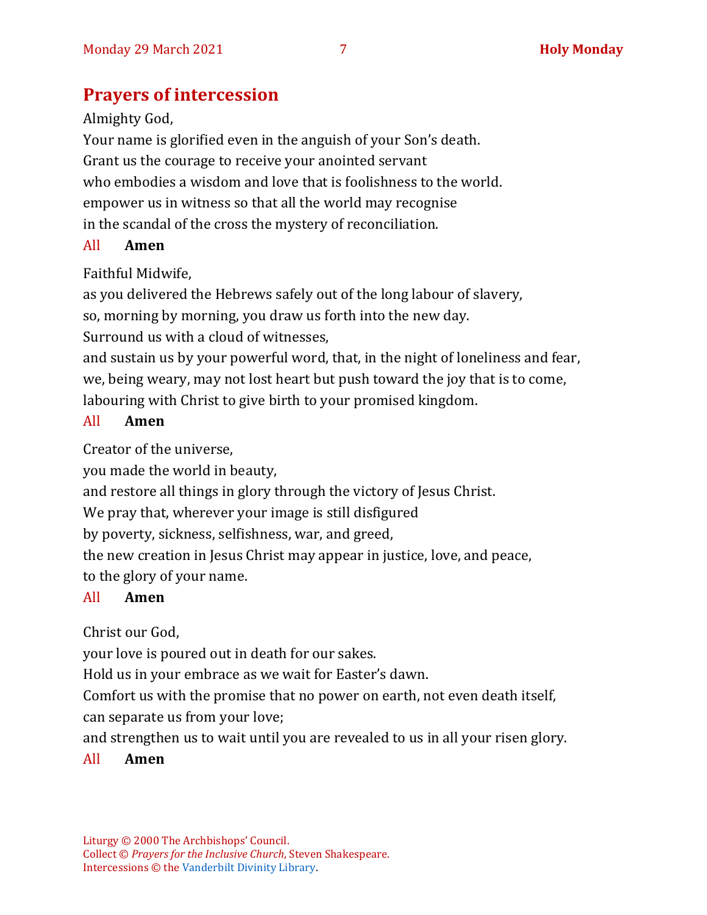## Prayers of intercession

Almighty God,
Your name is glorified even in the anguish of your Son's death.
Grant us the courage to receive your anointed servant
who embodies a wisdom and love that is foolishness to the world.
empower us in witness so that all the world may recognise
in the scandal of the cross the mystery of reconciliation.

All **Amen**

Faithful Midwife,
as you delivered the Hebrews safely out of the long labour of slavery,
so, morning by morning, you draw us forth into the new day.
Surround us with a cloud of witnesses,
and sustain us by your powerful word, that, in the night of loneliness and fear,
we, being weary, may not lost heart but push toward the joy that is to come,
labouring with Christ to give birth to your promised kingdom.

All **Amen**

Creator of the universe,
you made the world in beauty,
and restore all things in glory through the victory of Jesus Christ.
We pray that, wherever your image is still disfigured
by poverty, sickness, selfishness, war, and greed,
the new creation in Jesus Christ may appear in justice, love, and peace,
to the glory of your name.

All **Amen**

Christ our God,
your love is poured out in death for our sakes.
Hold us in your embrace as we wait for Easter's dawn.
Comfort us with the promise that no power on earth, not even death itself,
can separate us from your love;
and strengthen us to wait until you are revealed to us in all your risen glory.

All **Amen**

Liturgy © 2000 The Archbishops' Council.
Collect © *Prayers for the Inclusive Church*, Steven Shakespeare.
Intercessions © the Vanderbilt Divinity Library.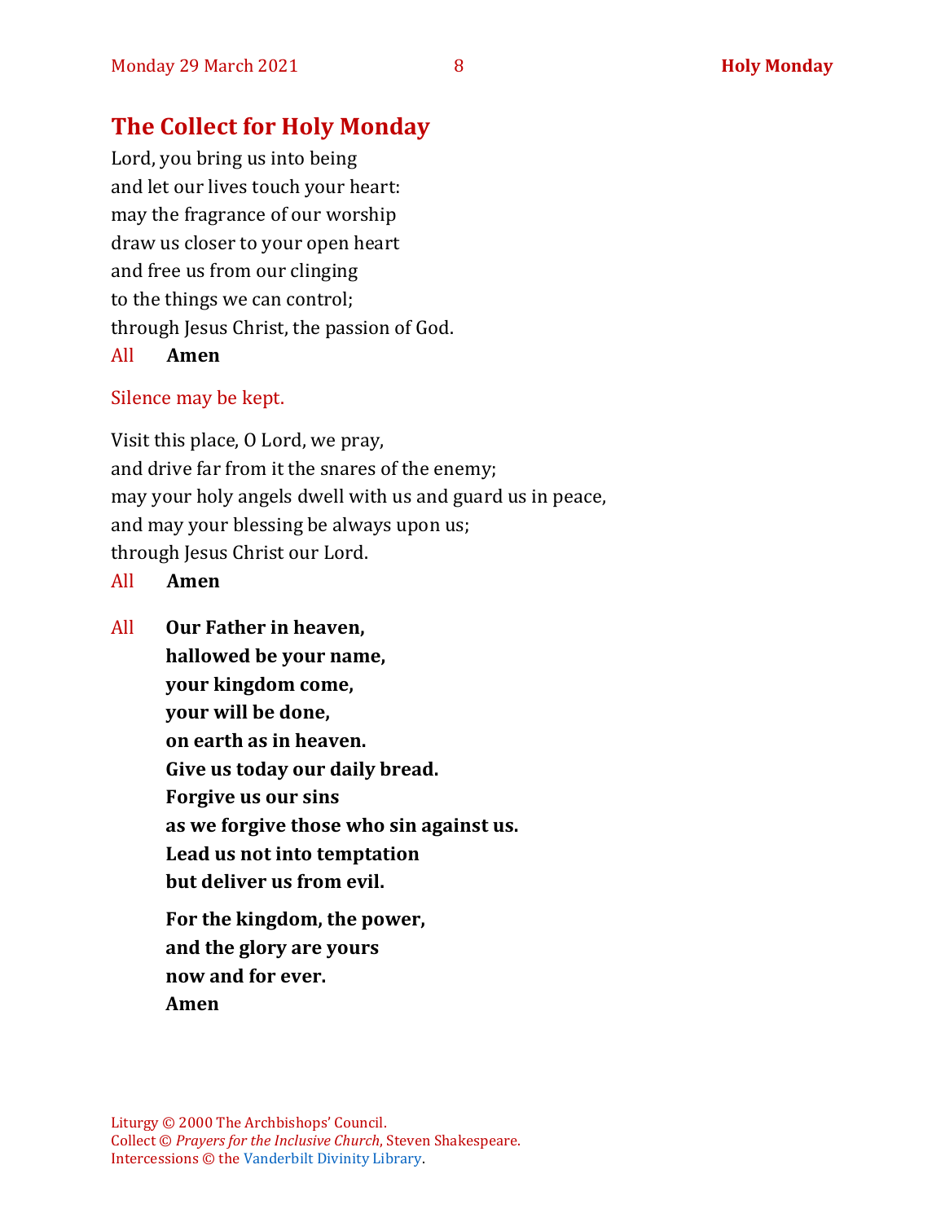## The Collect for Holy Monday

Lord, you bring us into being
and let our lives touch your heart:
may the fragrance of our worship
draw us closer to your open heart
and free us from our clinging
to the things we can control;
through Jesus Christ, the passion of God.

All **Amen**

Silence may be kept.

Visit this place, O Lord, we pray,
and drive far from it the snares of the enemy;
may your holy angels dwell with us and guard us in peace,
and may your blessing be always upon us;
through Jesus Christ our Lord.

All **Amen**

All **Our Father in heaven,**
**hallowed be your name,**
**your kingdom come,**
**your will be done,**
**on earth as in heaven.**
**Give us today our daily bread.**
**Forgive us our sins**
**as we forgive those who sin against us.**
**Lead us not into temptation**
**but deliver us from evil.**

**For the kingdom, the power,**
**and the glory are yours**
**now and for ever.**
**Amen**

Liturgy © 2000 The Archbishops' Council.
Collect © *Prayers for the Inclusive Church*, Steven Shakespeare.
Intercessions © the Vanderbilt Divinity Library.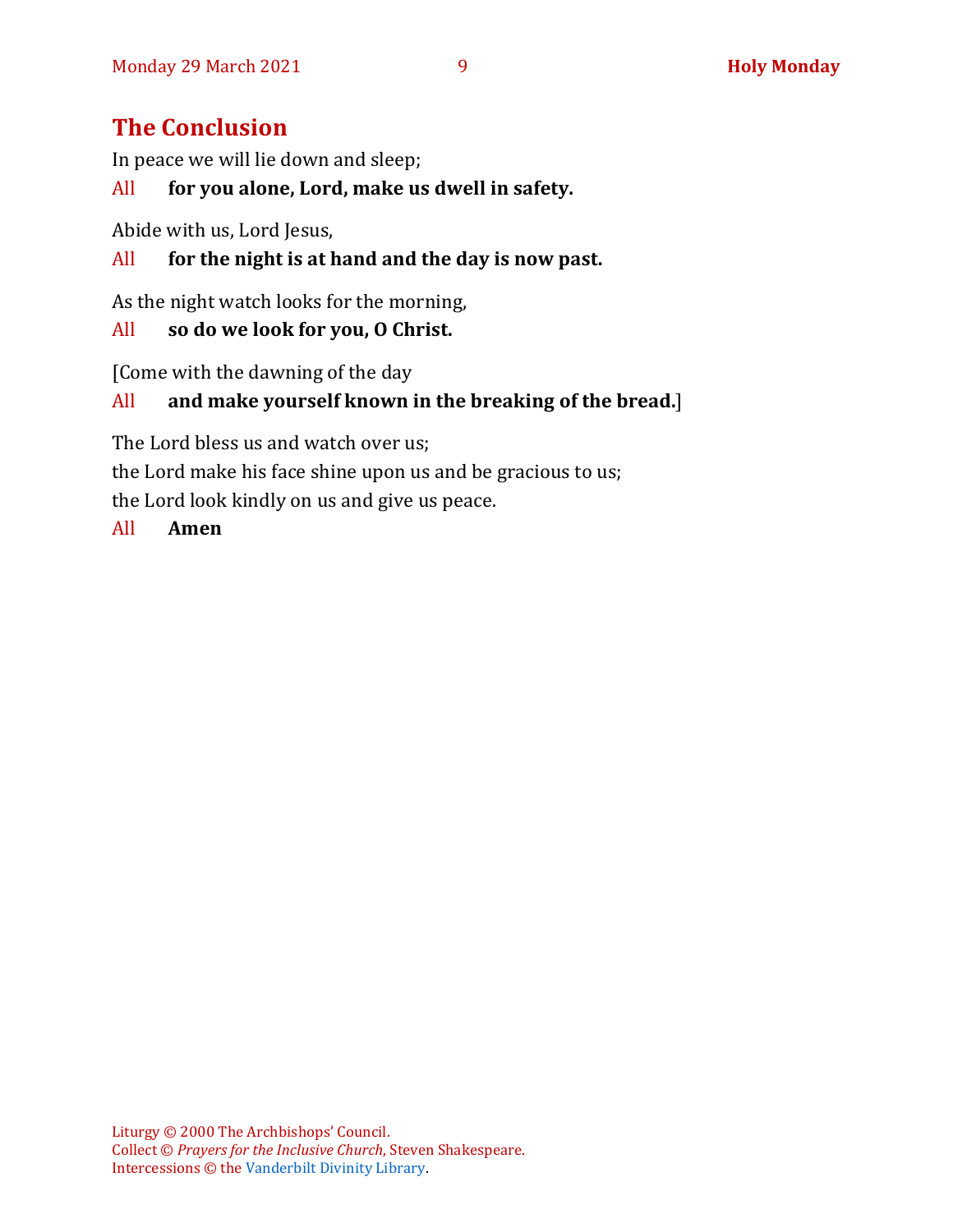## The Conclusion

In peace we will lie down and sleep;

All **for you alone, Lord, make us dwell in safety.**

Abide with us, Lord Jesus,

All **for the night is at hand and the day is now past.**

As the night watch looks for the morning,

All **so do we look for you, O Christ.**

[Come with the dawning of the day

All **and make yourself known in the breaking of the bread.**]

The Lord bless us and watch over us;
the Lord make his face shine upon us and be gracious to us;
the Lord look kindly on us and give us peace.

All **Amen**

Liturgy © 2000 The Archbishops' Council.
Collect © *Prayers for the Inclusive Church*, Steven Shakespeare.
Intercessions © the Vanderbilt Divinity Library.